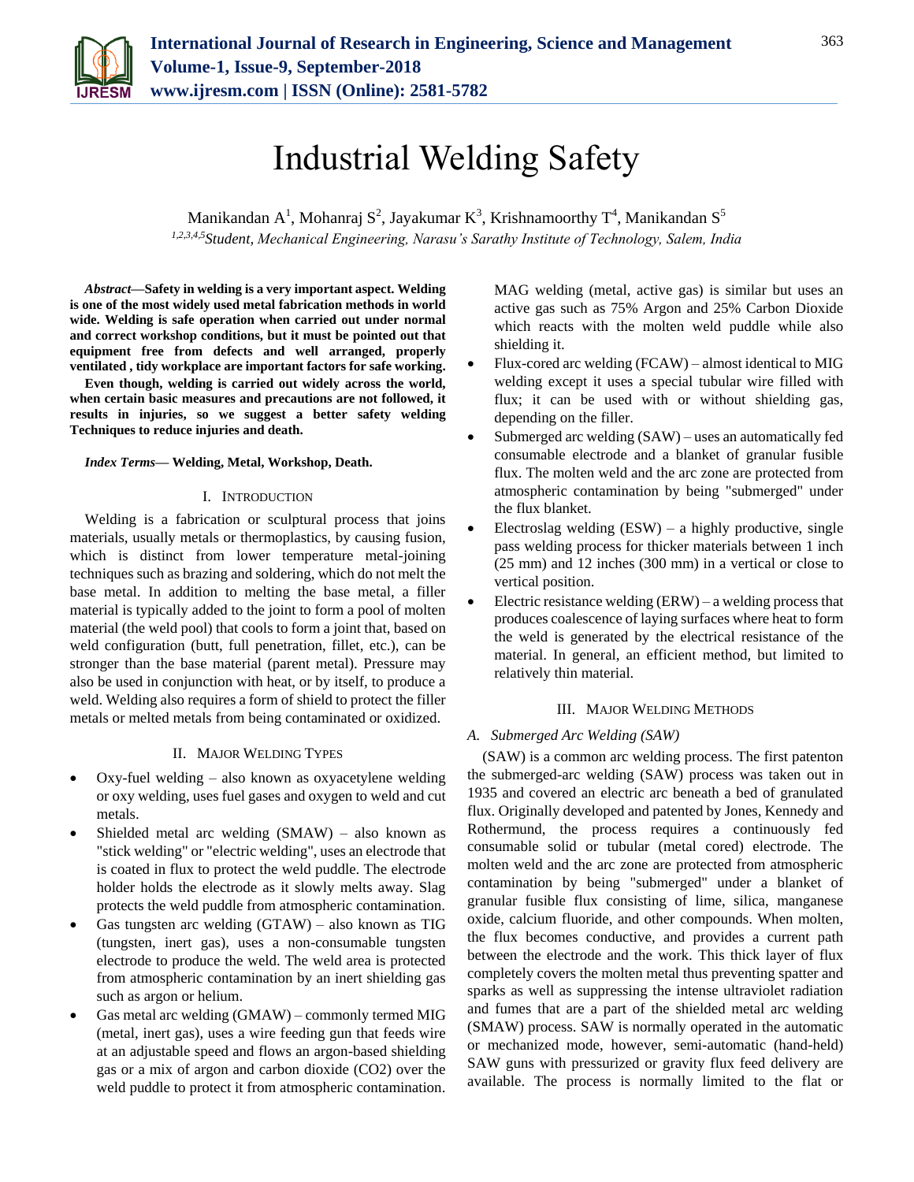# Industrial Welding Safety

Manikandan A[1], Mohanraj S[2], Jayakumar K[3], Krishnamoorthy T[4], Manikandan S[5]

[1,2,3,4,5]*Student, Mechanical Engineering, Narasu's Sarathy Institute of Technology, Salem, India*

***Abstract*—Safety in welding is a very important aspect. Welding is one of the most widely used metal fabrication methods in world wide. Welding is safe operation when carried out under normal and correct workshop conditions, but it must be pointed out that equipment free from defects and well arranged, properly ventilated , tidy workplace are important factors for safe working.**

**Even though, welding is carried out widely across the world, when certain basic measures and precautions are not followed, it results in injuries, so we suggest a better safety welding Techniques to reduce injuries and death.**

***Index Terms*— Welding, Metal, Workshop, Death.**

## I. Introduction

Welding is a fabrication or sculptural process that joins materials, usually metals or thermoplastics, by causing fusion, which is distinct from lower temperature metal-joining techniques such as brazing and soldering, which do not melt the base metal. In addition to melting the base metal, a filler material is typically added to the joint to form a pool of molten material (the weld pool) that cools to form a joint that, based on weld configuration (butt, full penetration, fillet, etc.), can be stronger than the base material (parent metal). Pressure may also be used in conjunction with heat, or by itself, to produce a weld. Welding also requires a form of shield to protect the filler metals or melted metals from being contaminated or oxidized.

## II. Major Welding Types

- Oxy-fuel welding – also known as oxyacetylene welding or oxy welding, uses fuel gases and oxygen to weld and cut metals.
- Shielded metal arc welding (SMAW) – also known as "stick welding" or "electric welding", uses an electrode that is coated in flux to protect the weld puddle. The electrode holder holds the electrode as it slowly melts away. Slag protects the weld puddle from atmospheric contamination.
- Gas tungsten arc welding (GTAW) – also known as TIG (tungsten, inert gas), uses a non-consumable tungsten electrode to produce the weld. The weld area is protected from atmospheric contamination by an inert shielding gas such as argon or helium.
- Gas metal arc welding (GMAW) – commonly termed MIG (metal, inert gas), uses a wire feeding gun that feeds wire at an adjustable speed and flows an argon-based shielding gas or a mix of argon and carbon dioxide ($CO_2$) over the weld puddle to protect it from atmospheric contamination. MAG welding (metal, active gas) is similar but uses an active gas such as 75% Argon and 25% Carbon Dioxide which reacts with the molten weld puddle while also shielding it.
- Flux-cored arc welding (FCAW) – almost identical to MIG welding except it uses a special tubular wire filled with flux; it can be used with or without shielding gas, depending on the filler.
- Submerged arc welding (SAW) – uses an automatically fed consumable electrode and a blanket of granular fusible flux. The molten weld and the arc zone are protected from atmospheric contamination by being "submerged" under the flux blanket.
- Electroslag welding (ESW) – a highly productive, single pass welding process for thicker materials between 1 inch (25 mm) and 12 inches (300 mm) in a vertical or close to vertical position.
- Electric resistance welding (ERW) – a welding process that produces coalescence of laying surfaces where heat to form the weld is generated by the electrical resistance of the material. In general, an efficient method, but limited to relatively thin material.

## III. Major Welding Methods

### *A. Submerged Arc Welding (SAW)*

(SAW) is a common arc welding process. The first patenton the submerged-arc welding (SAW) process was taken out in 1935 and covered an electric arc beneath a bed of granulated flux. Originally developed and patented by Jones, Kennedy and Rothermund, the process requires a continuously fed consumable solid or tubular (metal cored) electrode. The molten weld and the arc zone are protected from atmospheric contamination by being "submerged" under a blanket of granular fusible flux consisting of lime, silica, manganese oxide, calcium fluoride, and other compounds. When molten, the flux becomes conductive, and provides a current path between the electrode and the work. This thick layer of flux completely covers the molten metal thus preventing spatter and sparks as well as suppressing the intense ultraviolet radiation and fumes that are a part of the shielded metal arc welding (SMAW) process. SAW is normally operated in the automatic or mechanized mode, however, semi-automatic (hand-held) SAW guns with pressurized or gravity flux feed delivery are available. The process is normally limited to the flat or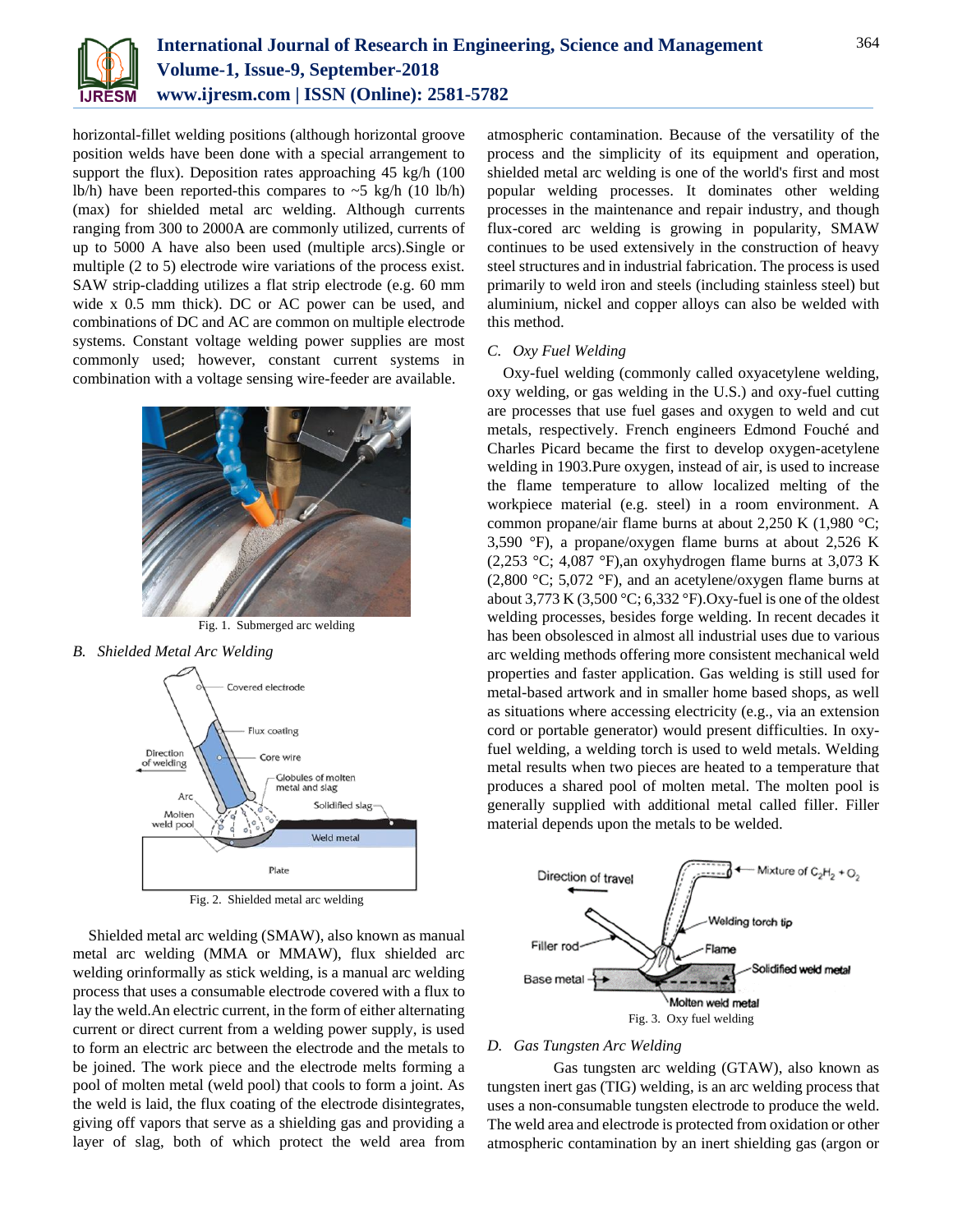horizontal-fillet welding positions (although horizontal groove position welds have been done with a special arrangement to support the flux). Deposition rates approaching 45 kg/h (100 lb/h) have been reported-this compares to ~5 kg/h (10 lb/h) (max) for shielded metal arc welding. Although currents ranging from 300 to 2000A are commonly utilized, currents of up to 5000 A have also been used (multiple arcs).Single or multiple (2 to 5) electrode wire variations of the process exist. SAW strip-cladding utilizes a flat strip electrode (e.g. 60 mm wide x 0.5 mm thick). DC or AC power can be used, and combinations of DC and AC are common on multiple electrode systems. Constant voltage welding power supplies are most commonly used; however, constant current systems in combination with a voltage sensing wire-feeder are available.

Fig. 1. Submerged arc welding

### B. *Shielded Metal Arc Welding*

Fig. 2. Shielded metal arc welding

Shielded metal arc welding (SMAW), also known as manual metal arc welding (MMA or MMAW), flux shielded arc welding orinformally as stick welding, is a manual arc welding process that uses a consumable electrode covered with a flux to lay the weld.An electric current, in the form of either alternating current or direct current from a welding power supply, is used to form an electric arc between the electrode and the metals to be joined. The work piece and the electrode melts forming a pool of molten metal (weld pool) that cools to form a joint. As the weld is laid, the flux coating of the electrode disintegrates, giving off vapors that serve as a shielding gas and providing a layer of slag, both of which protect the weld area from atmospheric contamination. Because of the versatility of the process and the simplicity of its equipment and operation, shielded metal arc welding is one of the world's first and most popular welding processes. It dominates other welding processes in the maintenance and repair industry, and though flux-cored arc welding is growing in popularity, SMAW continues to be used extensively in the construction of heavy steel structures and in industrial fabrication. The process is used primarily to weld iron and steels (including stainless steel) but aluminium, nickel and copper alloys can also be welded with this method.

### C. *Oxy Fuel Welding*

Oxy-fuel welding (commonly called oxyacetylene welding, oxy welding, or gas welding in the U.S.) and oxy-fuel cutting are processes that use fuel gases and oxygen to weld and cut metals, respectively. French engineers Edmond Fouché and Charles Picard became the first to develop oxygen-acetylene welding in 1903.Pure oxygen, instead of air, is used to increase the flame temperature to allow localized melting of the workpiece material (e.g. steel) in a room environment. A common propane/air flame burns at about 2,250 K (1,980 °C; 3,590 °F), a propane/oxygen flame burns at about 2,526 K (2,253 °C; 4,087 °F),an oxyhydrogen flame burns at 3,073 K (2,800 °C; 5,072 °F), and an acetylene/oxygen flame burns at about 3,773 K (3,500 °C; 6,332 °F).Oxy-fuel is one of the oldest welding processes, besides forge welding. In recent decades it has been obsolesced in almost all industrial uses due to various arc welding methods offering more consistent mechanical weld properties and faster application. Gas welding is still used for metal-based artwork and in smaller home based shops, as well as situations where accessing electricity (e.g., via an extension cord or portable generator) would present difficulties. In oxy-fuel welding, a welding torch is used to weld metals. Welding metal results when two pieces are heated to a temperature that produces a shared pool of molten metal. The molten pool is generally supplied with additional metal called filler. Filler material depends upon the metals to be welded.

Fig. 3. Oxy fuel welding

### D. *Gas Tungsten Arc Welding*

Gas tungsten arc welding (GTAW), also known as tungsten inert gas (TIG) welding, is an arc welding process that uses a non-consumable tungsten electrode to produce the weld. The weld area and electrode is protected from oxidation or other atmospheric contamination by an inert shielding gas (argon or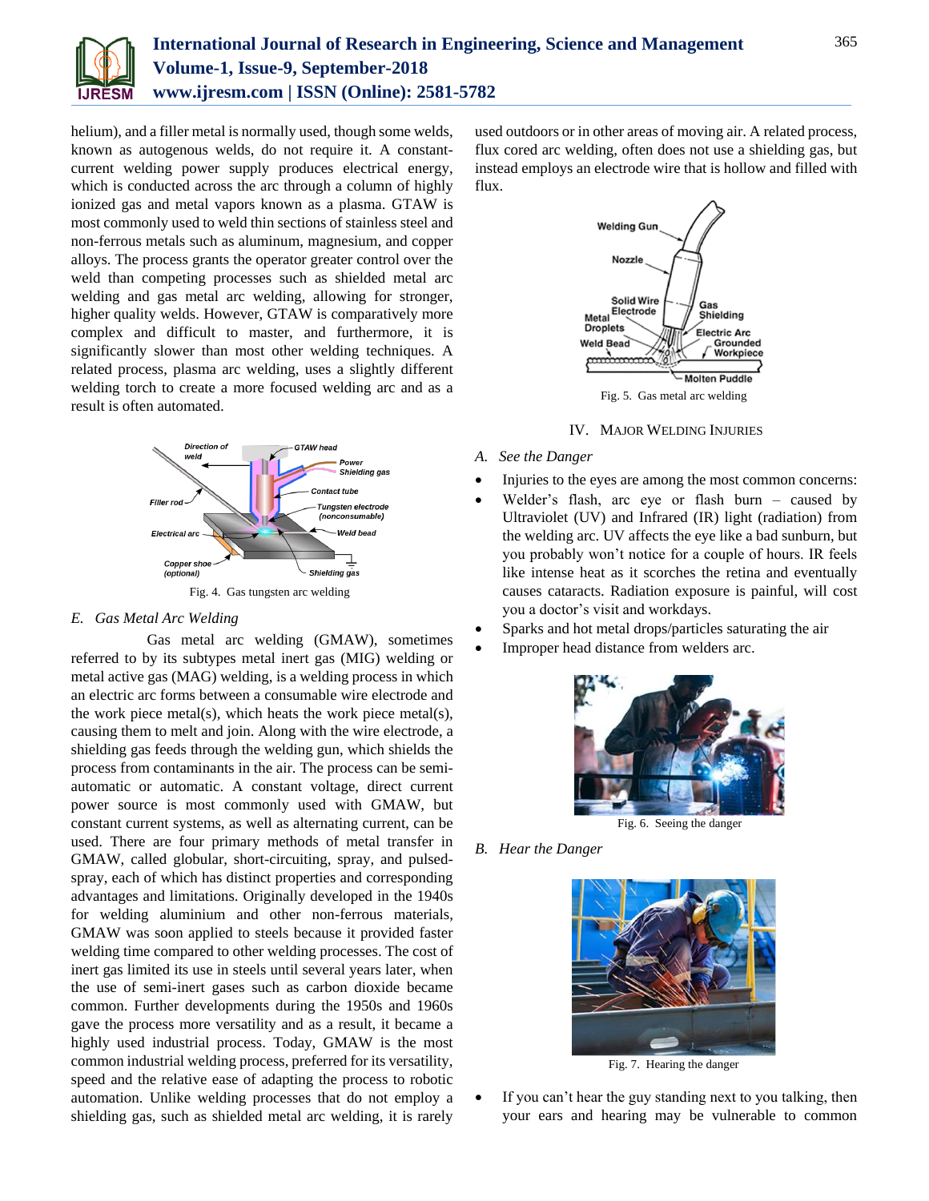helium), and a filler metal is normally used, though some welds, known as autogenous welds, do not require it. A constant-current welding power supply produces electrical energy, which is conducted across the arc through a column of highly ionized gas and metal vapors known as a plasma. GTAW is most commonly used to weld thin sections of stainless steel and non-ferrous metals such as aluminum, magnesium, and copper alloys. The process grants the operator greater control over the weld than competing processes such as shielded metal arc welding and gas metal arc welding, allowing for stronger, higher quality welds. However, GTAW is comparatively more complex and difficult to master, and furthermore, it is significantly slower than most other welding techniques. A related process, plasma arc welding, uses a slightly different welding torch to create a more focused welding arc and as a result is often automated.

Fig. 4. Gas tungsten arc welding

### *E. Gas Metal Arc Welding*

Gas metal arc welding (GMAW), sometimes referred to by its subtypes metal inert gas (MIG) welding or metal active gas (MAG) welding, is a welding process in which an electric arc forms between a consumable wire electrode and the work piece metal(s), which heats the work piece metal(s), causing them to melt and join. Along with the wire electrode, a shielding gas feeds through the welding gun, which shields the process from contaminants in the air. The process can be semi-automatic or automatic. A constant voltage, direct current power source is most commonly used with GMAW, but constant current systems, as well as alternating current, can be used. There are four primary methods of metal transfer in GMAW, called globular, short-circuiting, spray, and pulsed-spray, each of which has distinct properties and corresponding advantages and limitations. Originally developed in the 1940s for welding aluminium and other non-ferrous materials, GMAW was soon applied to steels because it provided faster welding time compared to other welding processes. The cost of inert gas limited its use in steels until several years later, when the use of semi-inert gases such as carbon dioxide became common. Further developments during the 1950s and 1960s gave the process more versatility and as a result, it became a highly used industrial process. Today, GMAW is the most common industrial welding process, preferred for its versatility, speed and the relative ease of adapting the process to robotic automation. Unlike welding processes that do not employ a shielding gas, such as shielded metal arc welding, it is rarely used outdoors or in other areas of moving air. A related process, flux cored arc welding, often does not use a shielding gas, but instead employs an electrode wire that is hollow and filled with flux.

Fig. 5. Gas metal arc welding

## IV. Major Welding Injuries

### *A. See the Danger*

- Injuries to the eyes are among the most common concerns:
- Welder's flash, arc eye or flash burn – caused by Ultraviolet (UV) and Infrared (IR) light (radiation) from the welding arc. UV affects the eye like a bad sunburn, but you probably won't notice for a couple of hours. IR feels like intense heat as it scorches the retina and eventually causes cataracts. Radiation exposure is painful, will cost you a doctor's visit and workdays.
- Sparks and hot metal drops/particles saturating the air
- Improper head distance from welders arc.

Fig. 6. Seeing the danger

### *B. Hear the Danger*

Fig. 7. Hearing the danger

- If you can't hear the guy standing next to you talking, then your ears and hearing may be vulnerable to common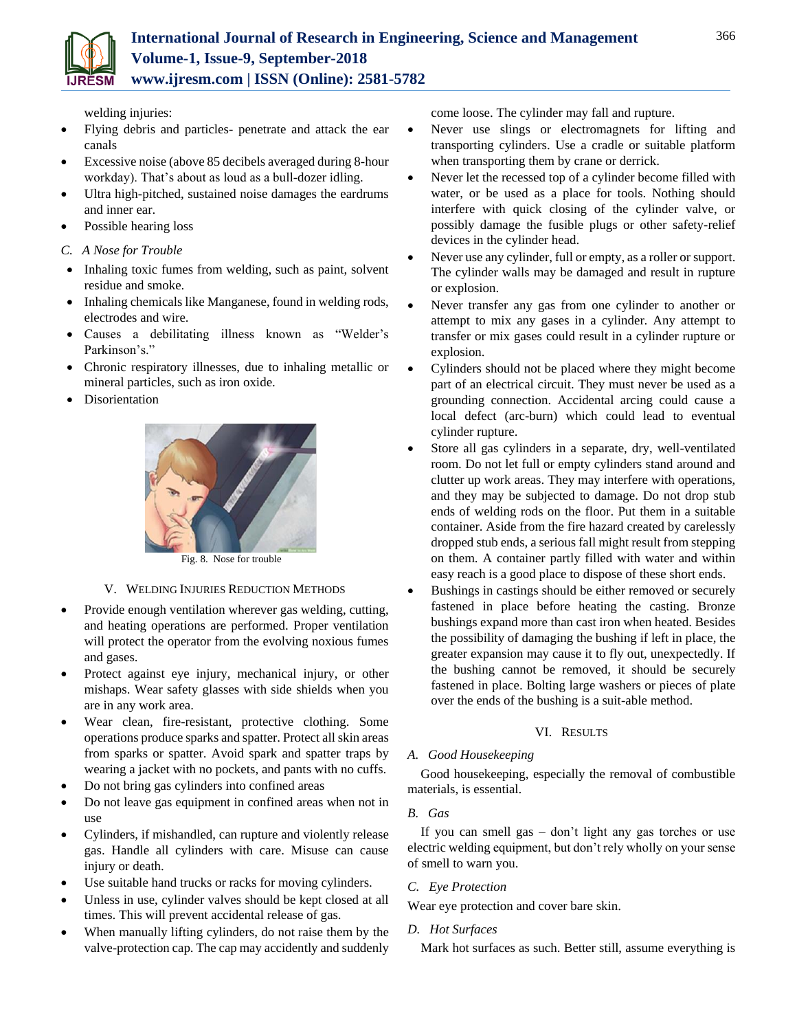welding injuries:

- Flying debris and particles- penetrate and attack the ear canals
- Excessive noise (above 85 decibels averaged during 8-hour workday). That's about as loud as a bull-dozer idling.
- Ultra high-pitched, sustained noise damages the eardrums and inner ear.
- Possible hearing loss

### *C. A Nose for Trouble*

- Inhaling toxic fumes from welding, such as paint, solvent residue and smoke.
- Inhaling chemicals like Manganese, found in welding rods, electrodes and wire.
- Causes a debilitating illness known as "Welder's Parkinson's."
- Chronic respiratory illnesses, due to inhaling metallic or mineral particles, such as iron oxide.
- Disorientation

Fig. 8. Nose for trouble

## V. Welding Injuries Reduction Methods

- Provide enough ventilation wherever gas welding, cutting, and heating operations are performed. Proper ventilation will protect the operator from the evolving noxious fumes and gases.
- Protect against eye injury, mechanical injury, or other mishaps. Wear safety glasses with side shields when you are in any work area.
- Wear clean, fire-resistant, protective clothing. Some operations produce sparks and spatter. Protect all skin areas from sparks or spatter. Avoid spark and spatter traps by wearing a jacket with no pockets, and pants with no cuffs.
- Do not bring gas cylinders into confined areas
- Do not leave gas equipment in confined areas when not in use
- Cylinders, if mishandled, can rupture and violently release gas. Handle all cylinders with care. Misuse can cause injury or death.
- Use suitable hand trucks or racks for moving cylinders.
- Unless in use, cylinder valves should be kept closed at all times. This will prevent accidental release of gas.
- When manually lifting cylinders, do not raise them by the valve-protection cap. The cap may accidently and suddenly come loose. The cylinder may fall and rupture.
- Never use slings or electromagnets for lifting and transporting cylinders. Use a cradle or suitable platform when transporting them by crane or derrick.
- Never let the recessed top of a cylinder become filled with water, or be used as a place for tools. Nothing should interfere with quick closing of the cylinder valve, or possibly damage the fusible plugs or other safety-relief devices in the cylinder head.
- Never use any cylinder, full or empty, as a roller or support. The cylinder walls may be damaged and result in rupture or explosion.
- Never transfer any gas from one cylinder to another or attempt to mix any gases in a cylinder. Any attempt to transfer or mix gases could result in a cylinder rupture or explosion.
- Cylinders should not be placed where they might become part of an electrical circuit. They must never be used as a grounding connection. Accidental arcing could cause a local defect (arc-burn) which could lead to eventual cylinder rupture.
- Store all gas cylinders in a separate, dry, well-ventilated room. Do not let full or empty cylinders stand around and clutter up work areas. They may interfere with operations, and they may be subjected to damage. Do not drop stub ends of welding rods on the floor. Put them in a suitable container. Aside from the fire hazard created by carelessly dropped stub ends, a serious fall might result from stepping on them. A container partly filled with water and within easy reach is a good place to dispose of these short ends.
- Bushings in castings should be either removed or securely fastened in place before heating the casting. Bronze bushings expand more than cast iron when heated. Besides the possibility of damaging the bushing if left in place, the greater expansion may cause it to fly out, unexpectedly. If the bushing cannot be removed, it should be securely fastened in place. Bolting large washers or pieces of plate over the ends of the bushing is a suit-able method.

## VI. Results

### *A. Good Housekeeping*

Good housekeeping, especially the removal of combustible materials, is essential.

### *B. Gas*

If you can smell gas – don't light any gas torches or use electric welding equipment, but don't rely wholly on your sense of smell to warn you.

### *C. Eye Protection*

Wear eye protection and cover bare skin.

### *D. Hot Surfaces*

Mark hot surfaces as such. Better still, assume everything is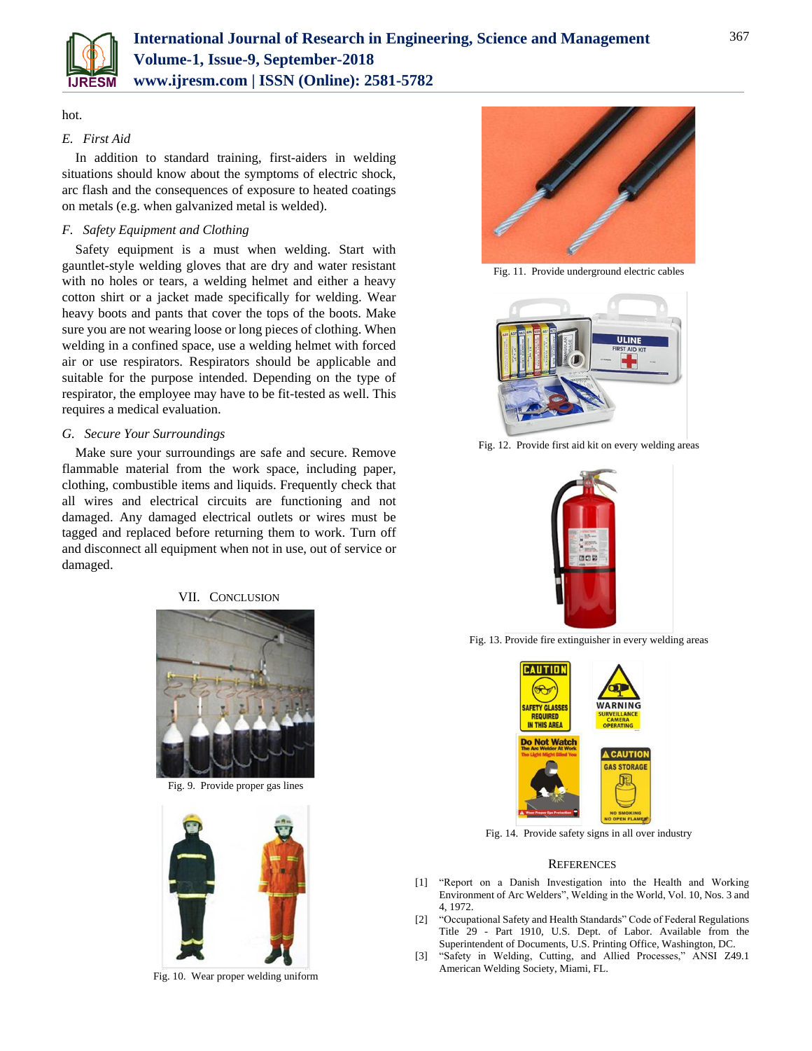hot.

### E. First Aid

In addition to standard training, first-aiders in welding situations should know about the symptoms of electric shock, arc flash and the consequences of exposure to heated coatings on metals (e.g. when galvanized metal is welded).

### F. Safety Equipment and Clothing

Safety equipment is a must when welding. Start with gauntlet-style welding gloves that are dry and water resistant with no holes or tears, a welding helmet and either a heavy cotton shirt or a jacket made specifically for welding. Wear heavy boots and pants that cover the tops of the boots. Make sure you are not wearing loose or long pieces of clothing. When welding in a confined space, use a welding helmet with forced air or use respirators. Respirators should be applicable and suitable for the purpose intended. Depending on the type of respirator, the employee may have to be fit-tested as well. This requires a medical evaluation.

### G. Secure Your Surroundings

Make sure your surroundings are safe and secure. Remove flammable material from the work space, including paper, clothing, combustible items and liquids. Frequently check that all wires and electrical circuits are functioning and not damaged. Any damaged electrical outlets or wires must be tagged and replaced before returning them to work. Turn off and disconnect all equipment when not in use, out of service or damaged.

## VII. Conclusion

Fig. 9. Provide proper gas lines

Fig. 10. Wear proper welding uniform

Fig. 11. Provide underground electric cables

Fig. 12. Provide first aid kit on every welding areas

Fig. 13. Provide fire extinguisher in every welding areas

Fig. 14. Provide safety signs in all over industry

## References

[1] "Report on a Danish Investigation into the Health and Working Environment of Arc Welders", Welding in the World, Vol. 10, Nos. 3 and 4, 1972.

[2] "Occupational Safety and Health Standards" Code of Federal Regulations Title 29 - Part 1910, U.S. Dept. of Labor. Available from the Superintendent of Documents, U.S. Printing Office, Washington, DC.

[3] "Safety in Welding, Cutting, and Allied Processes," ANSI Z49.1 American Welding Society, Miami, FL.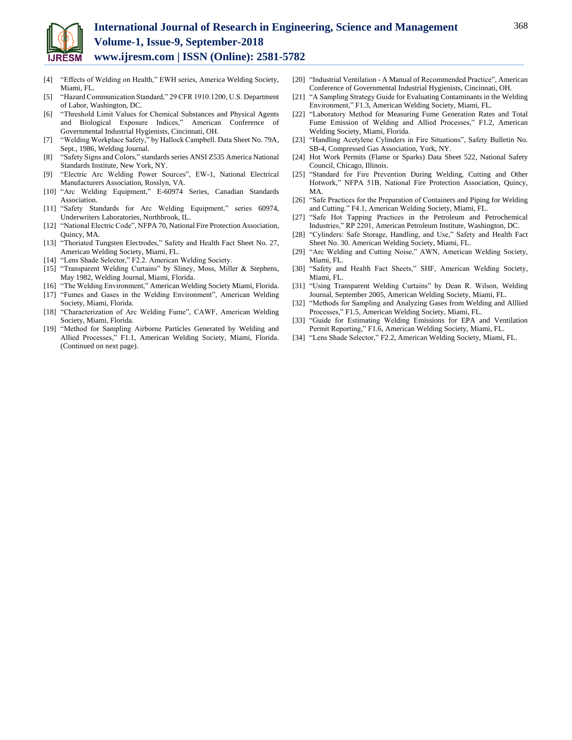[4] "Effects of Welding on Health," EWH series, America Welding Society, Miami, FL.

[5] "Hazard Communication Standard," 29 CFR 1910.1200, U.S. Department of Labor, Washington, DC.

[6] "Threshold Limit Values for Chemical Substances and Physical Agents and Biological Exposure Indices," American Conference of Governmental Industrial Hygienists, Cincinnati, OH.

[7] "Welding Workplace Safety," by Hallock Campbell. Data Sheet No. 79A, Sept., 1986, Welding Journal.

[8] "Safety Signs and Colors," standards series ANSI Z535 America National Standards Institute, New York, NY.

[9] "Electric Arc Welding Power Sources", EW-1, National Electrical Manufacturers Association, Rosslyn, VA.

[10] "Arc Welding Equipment," E-60974 Series, Canadian Standards Association.

[11] "Safety Standards for Arc Welding Equipment," series 60974, Underwriters Laboratories, Northbrook, IL.

[12] "National Electric Code", NFPA 70, National Fire Protection Association, Quincy, MA.

[13] "Thoriated Tungsten Electrodes," Safety and Health Fact Sheet No. 27, American Welding Society, Miami, FL.

[14] "Lens Shade Selector," F2.2. American Welding Society.

[15] "Transparent Welding Curtains" by Sliney, Moss, Miller & Stephens, May 1982, Welding Journal, Miami, Florida.

[16] "The Welding Environment," American Welding Society Miami, Florida.

[17] "Fumes and Gases in the Welding Environment", American Welding Society, Miami, Florida.

[18] "Characterization of Arc Welding Fume", CAWF, American Welding Society, Miami, Florida.

[19] "Method for Sampling Airborne Particles Generated by Welding and Allied Processes," F1.1, American Welding Society, Miami, Florida. (Continued on next page).

[20] "Industrial Ventilation - A Manual of Recommended Practice", American Conference of Governmental Industrial Hygienists, Cincinnati, OH.

[21] "A Sampling Strategy Guide for Evaluating Contaminants in the Welding Environment," F1.3, American Welding Society, Miami, FL.

[22] "Laboratory Method for Measuring Fume Generation Rates and Total Fume Emission of Welding and Allied Processes," F1.2, American Welding Society, Miami, Florida.

[23] "Handling Acetylene Cylinders in Fire Situations", Safety Bulletin No. SB-4, Compressed Gas Association, York, NY.

[24] Hot Work Permits (Flame or Sparks) Data Sheet 522, National Safety Council, Chicago, Illinois.

[25] "Standard for Fire Prevention During Welding, Cutting and Other Hotwork," NFPA 51B, National Fire Protection Association, Quincy, MA.

[26] "Safe Practices for the Preparation of Containers and Piping for Welding and Cutting." F4.1, American Welding Society, Miami, FL.

[27] "Safe Hot Tapping Practices in the Petroleum and Petrochemical Industries," RP 2201, American Petroleum Institute, Washington, DC.

[28] "Cylinders: Safe Storage, Handling, and Use," Safety and Health Fact Sheet No. 30. American Welding Society, Miami, FL.

[29] "Arc Welding and Cutting Noise," AWN, American Welding Society, Miami, FL.

[30] "Safety and Health Fact Sheets," SHF, American Welding Society, Miami, FL.

[31] "Using Transparent Welding Curtains" by Dean R. Wilson, Welding Journal, September 2005, American Welding Society, Miami, FL.

[32] "Methods for Sampling and Analyzing Gases from Welding and Alllied Processes," F1.5, American Welding Society, Miami, FL.

[33] "Guide for Estimating Welding Emissions for EPA and Ventilation Permit Reporting," F1.6, American Welding Society, Miami, FL.

[34] "Lens Shade Selector," F2.2, American Welding Society, Miami, FL.